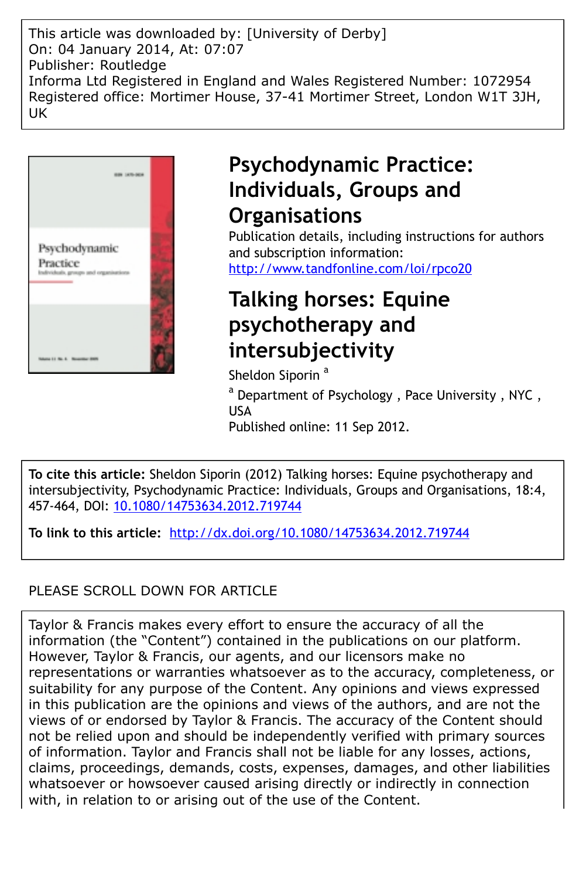This article was downloaded by: [University of Derby]
On: 04 January 2014, At: 07:07
Publisher: Routledge
Informa Ltd Registered in England and Wales Registered Number: 1072954
Registered office: Mortimer House, 37-41 Mortimer Street, London W1T 3JH, UK

# Psychodynamic Practice: Individuals, Groups and Organisations

Publication details, including instructions for authors and subscription information:
http://www.tandfonline.com/loi/rpco20

# Talking horses: Equine psychotherapy and intersubjectivity

Sheldon Siporin [a]

[a] Department of Psychology , Pace University , NYC , USA

Published online: 11 Sep 2012.

**To cite this article:** Sheldon Siporin (2012) Talking horses: Equine psychotherapy and intersubjectivity, Psychodynamic Practice: Individuals, Groups and Organisations, 18:4, 457-464, DOI: 10.1080/14753634.2012.719744

**To link to this article:** http://dx.doi.org/10.1080/14753634.2012.719744

PLEASE SCROLL DOWN FOR ARTICLE

Taylor & Francis makes every effort to ensure the accuracy of all the information (the "Content") contained in the publications on our platform. However, Taylor & Francis, our agents, and our licensors make no representations or warranties whatsoever as to the accuracy, completeness, or suitability for any purpose of the Content. Any opinions and views expressed in this publication are the opinions and views of the authors, and are not the views of or endorsed by Taylor & Francis. The accuracy of the Content should not be relied upon and should be independently verified with primary sources of information. Taylor and Francis shall not be liable for any losses, actions, claims, proceedings, demands, costs, expenses, damages, and other liabilities whatsoever or howsoever caused arising directly or indirectly in connection with, in relation to or arising out of the use of the Content.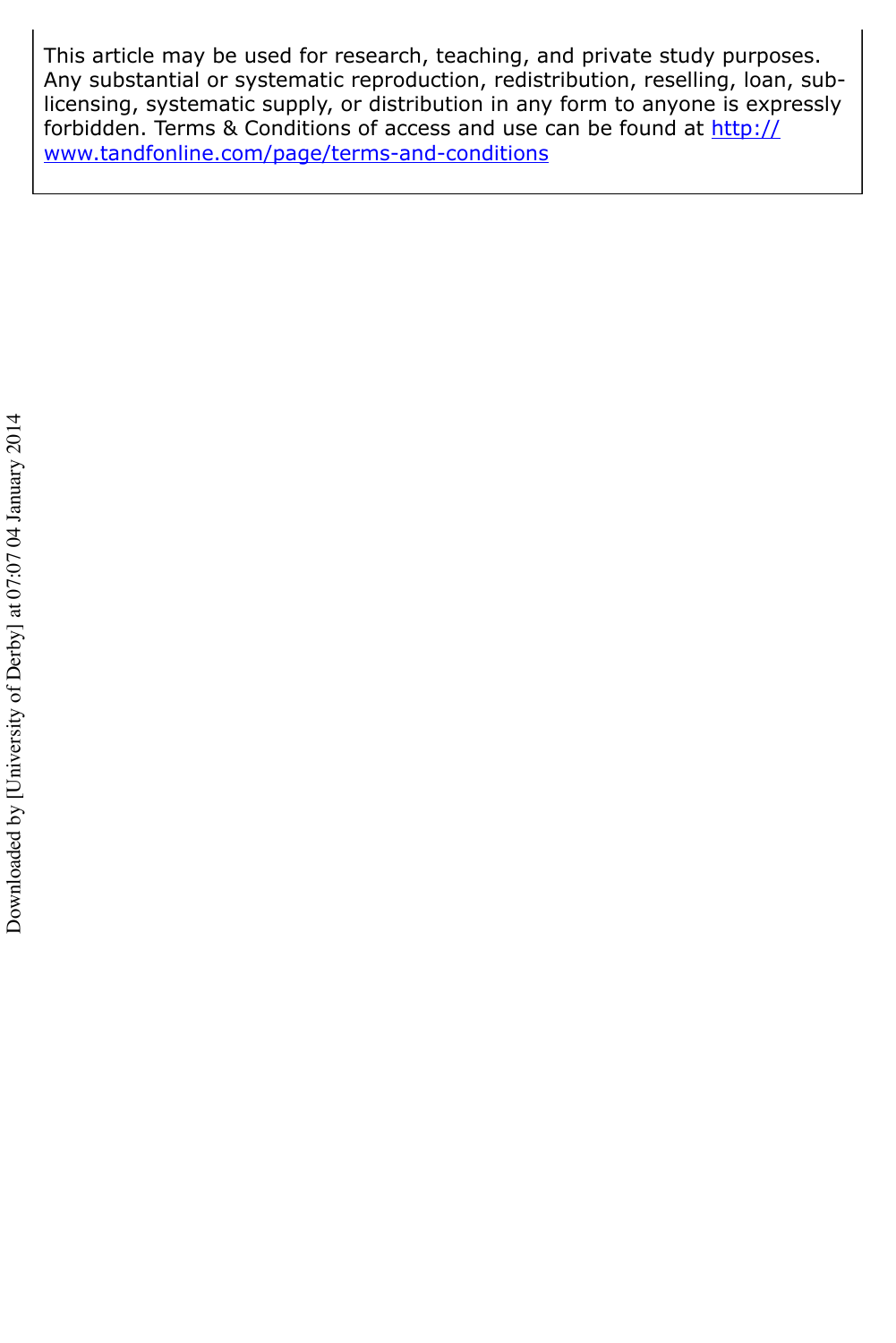This article may be used for research, teaching, and private study purposes. Any substantial or systematic reproduction, redistribution, reselling, loan, sub-licensing, systematic supply, or distribution in any form to anyone is expressly forbidden. Terms & Conditions of access and use can be found at http://www.tandfonline.com/page/terms-and-conditions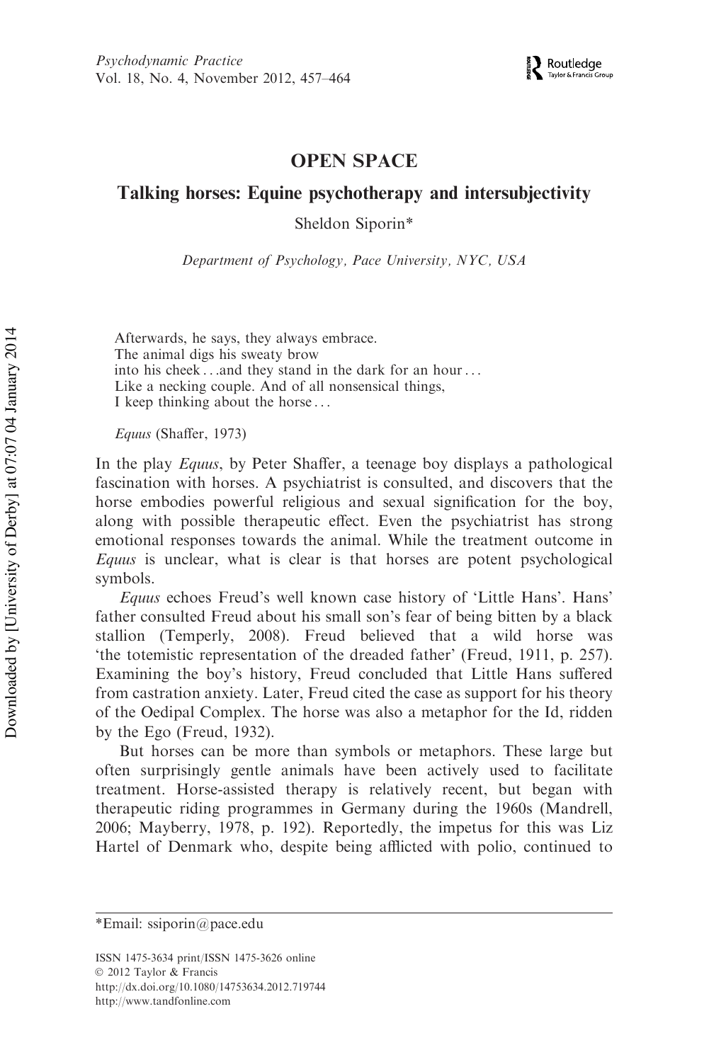# OPEN SPACE

## Talking horses: Equine psychotherapy and intersubjectivity

Sheldon Siporin*

*Department of Psychology, Pace University, NYC, USA*

> Afterwards, he says, they always embrace.
> The animal digs his sweaty brow
> into his cheek . . .and they stand in the dark for an hour . . .
> Like a necking couple. And of all nonsensical things,
> I keep thinking about the horse . . .
>
> *Equus* (Shaffer, 1973)

In the play *Equus*, by Peter Shaffer, a teenage boy displays a pathological fascination with horses. A psychiatrist is consulted, and discovers that the horse embodies powerful religious and sexual signification for the boy, along with possible therapeutic effect. Even the psychiatrist has strong emotional responses towards the animal. While the treatment outcome in *Equus* is unclear, what is clear is that horses are potent psychological symbols.

*Equus* echoes Freud's well known case history of 'Little Hans'. Hans' father consulted Freud about his small son's fear of being bitten by a black stallion (Temperly, 2008). Freud believed that a wild horse was 'the totemistic representation of the dreaded father' (Freud, 1911, p. 257). Examining the boy's history, Freud concluded that Little Hans suffered from castration anxiety. Later, Freud cited the case as support for his theory of the Oedipal Complex. The horse was also a metaphor for the Id, ridden by the Ego (Freud, 1932).

But horses can be more than symbols or metaphors. These large but often surprisingly gentle animals have been actively used to facilitate treatment. Horse-assisted therapy is relatively recent, but began with therapeutic riding programmes in Germany during the 1960s (Mandrell, 2006; Mayberry, 1978, p. 192). Reportedly, the impetus for this was Liz Hartel of Denmark who, despite being afflicted with polio, continued to

*Email: ssiporin@pace.edu

ISSN 1475-3634 print/ISSN 1475-3626 online
© 2012 Taylor & Francis
http://dx.doi.org/10.1080/14753634.2012.719744
http://www.tandfonline.com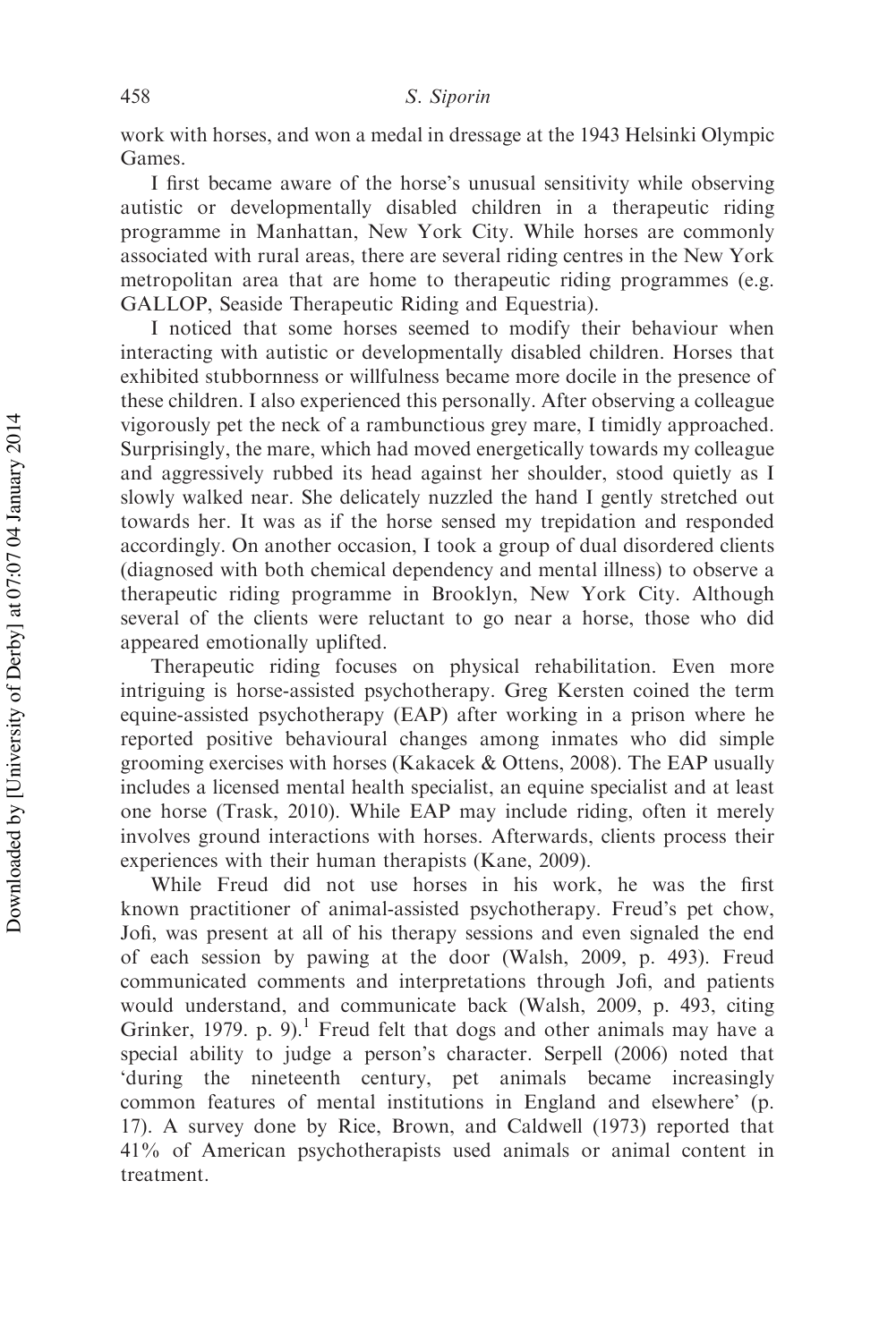work with horses, and won a medal in dressage at the 1943 Helsinki Olympic Games.

I first became aware of the horse's unusual sensitivity while observing autistic or developmentally disabled children in a therapeutic riding programme in Manhattan, New York City. While horses are commonly associated with rural areas, there are several riding centres in the New York metropolitan area that are home to therapeutic riding programmes (e.g. GALLOP, Seaside Therapeutic Riding and Equestria).

I noticed that some horses seemed to modify their behaviour when interacting with autistic or developmentally disabled children. Horses that exhibited stubbornness or willfulness became more docile in the presence of these children. I also experienced this personally. After observing a colleague vigorously pet the neck of a rambunctious grey mare, I timidly approached. Surprisingly, the mare, which had moved energetically towards my colleague and aggressively rubbed its head against her shoulder, stood quietly as I slowly walked near. She delicately nuzzled the hand I gently stretched out towards her. It was as if the horse sensed my trepidation and responded accordingly. On another occasion, I took a group of dual disordered clients (diagnosed with both chemical dependency and mental illness) to observe a therapeutic riding programme in Brooklyn, New York City. Although several of the clients were reluctant to go near a horse, those who did appeared emotionally uplifted.

Therapeutic riding focuses on physical rehabilitation. Even more intriguing is horse-assisted psychotherapy. Greg Kersten coined the term equine-assisted psychotherapy (EAP) after working in a prison where he reported positive behavioural changes among inmates who did simple grooming exercises with horses (Kakacek & Ottens, 2008). The EAP usually includes a licensed mental health specialist, an equine specialist and at least one horse (Trask, 2010). While EAP may include riding, often it merely involves ground interactions with horses. Afterwards, clients process their experiences with their human therapists (Kane, 2009).

While Freud did not use horses in his work, he was the first known practitioner of animal-assisted psychotherapy. Freud's pet chow, Jofi, was present at all of his therapy sessions and even signaled the end of each session by pawing at the door (Walsh, 2009, p. 493). Freud communicated comments and interpretations through Jofi, and patients would understand, and communicate back (Walsh, 2009, p. 493, citing Grinker, 1979. p. 9).[1] Freud felt that dogs and other animals may have a special ability to judge a person's character. Serpell (2006) noted that 'during the nineteenth century, pet animals became increasingly common features of mental institutions in England and elsewhere' (p. 17). A survey done by Rice, Brown, and Caldwell (1973) reported that 41% of American psychotherapists used animals or animal content in treatment.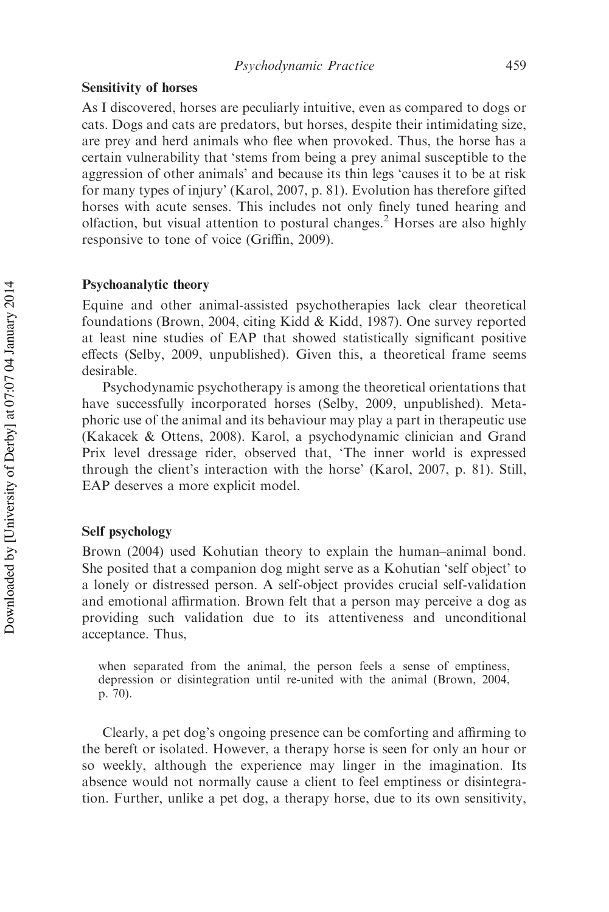## Sensitivity of horses

As I discovered, horses are peculiarly intuitive, even as compared to dogs or cats. Dogs and cats are predators, but horses, despite their intimidating size, are prey and herd animals who flee when provoked. Thus, the horse has a certain vulnerability that 'stems from being a prey animal susceptible to the aggression of other animals' and because its thin legs 'causes it to be at risk for many types of injury' (Karol, 2007, p. 81). Evolution has therefore gifted horses with acute senses. This includes not only finely tuned hearing and olfaction, but visual attention to postural changes.[2] Horses are also highly responsive to tone of voice (Griffin, 2009).

## Psychoanalytic theory

Equine and other animal-assisted psychotherapies lack clear theoretical foundations (Brown, 2004, citing Kidd & Kidd, 1987). One survey reported at least nine studies of EAP that showed statistically significant positive effects (Selby, 2009, unpublished). Given this, a theoretical frame seems desirable.

Psychodynamic psychotherapy is among the theoretical orientations that have successfully incorporated horses (Selby, 2009, unpublished). Metaphoric use of the animal and its behaviour may play a part in therapeutic use (Kakacek & Ottens, 2008). Karol, a psychodynamic clinician and Grand Prix level dressage rider, observed that, 'The inner world is expressed through the client's interaction with the horse' (Karol, 2007, p. 81). Still, EAP deserves a more explicit model.

## Self psychology

Brown (2004) used Kohutian theory to explain the human–animal bond. She posited that a companion dog might serve as a Kohutian 'self object' to a lonely or distressed person. A self-object provides crucial self-validation and emotional affirmation. Brown felt that a person may perceive a dog as providing such validation due to its attentiveness and unconditional acceptance. Thus,

> when separated from the animal, the person feels a sense of emptiness, depression or disintegration until re-united with the animal (Brown, 2004, p. 70).

Clearly, a pet dog's ongoing presence can be comforting and affirming to the bereft or isolated. However, a therapy horse is seen for only an hour or so weekly, although the experience may linger in the imagination. Its absence would not normally cause a client to feel emptiness or disintegration. Further, unlike a pet dog, a therapy horse, due to its own sensitivity,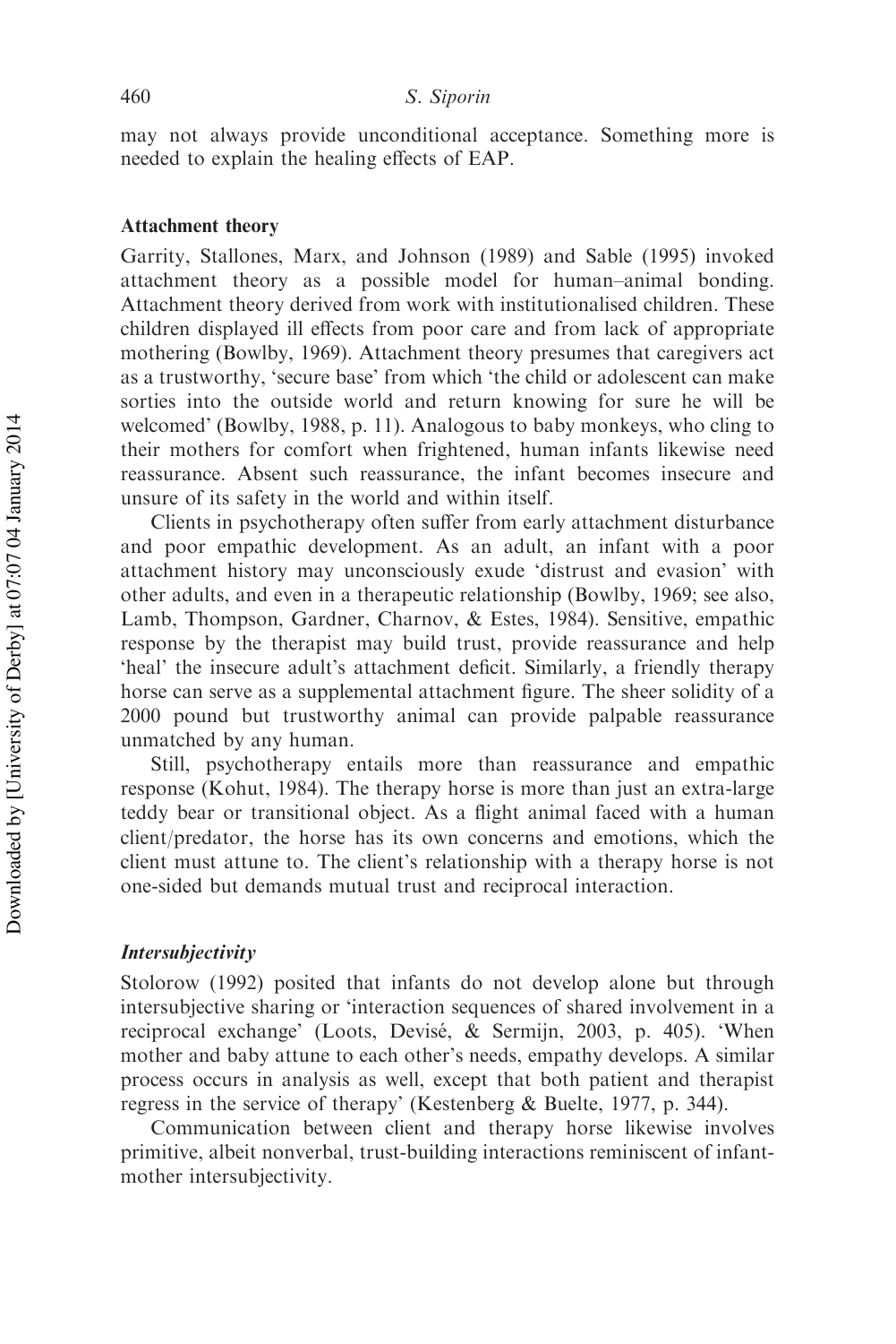may not always provide unconditional acceptance. Something more is needed to explain the healing effects of EAP.

### Attachment theory

Garrity, Stallones, Marx, and Johnson (1989) and Sable (1995) invoked attachment theory as a possible model for human–animal bonding. Attachment theory derived from work with institutionalised children. These children displayed ill effects from poor care and from lack of appropriate mothering (Bowlby, 1969). Attachment theory presumes that caregivers act as a trustworthy, 'secure base' from which 'the child or adolescent can make sorties into the outside world and return knowing for sure he will be welcomed' (Bowlby, 1988, p. 11). Analogous to baby monkeys, who cling to their mothers for comfort when frightened, human infants likewise need reassurance. Absent such reassurance, the infant becomes insecure and unsure of its safety in the world and within itself.

Clients in psychotherapy often suffer from early attachment disturbance and poor empathic development. As an adult, an infant with a poor attachment history may unconsciously exude 'distrust and evasion' with other adults, and even in a therapeutic relationship (Bowlby, 1969; see also, Lamb, Thompson, Gardner, Charnov, & Estes, 1984). Sensitive, empathic response by the therapist may build trust, provide reassurance and help 'heal' the insecure adult's attachment deficit. Similarly, a friendly therapy horse can serve as a supplemental attachment figure. The sheer solidity of a 2000 pound but trustworthy animal can provide palpable reassurance unmatched by any human.

Still, psychotherapy entails more than reassurance and empathic response (Kohut, 1984). The therapy horse is more than just an extra-large teddy bear or transitional object. As a flight animal faced with a human client/predator, the horse has its own concerns and emotions, which the client must attune to. The client's relationship with a therapy horse is not one-sided but demands mutual trust and reciprocal interaction.

#### *Intersubjectivity*

Stolorow (1992) posited that infants do not develop alone but through intersubjective sharing or 'interaction sequences of shared involvement in a reciprocal exchange' (Loots, Devisé, & Sermijn, 2003, p. 405). 'When mother and baby attune to each other's needs, empathy develops. A similar process occurs in analysis as well, except that both patient and therapist regress in the service of therapy' (Kestenberg & Buelte, 1977, p. 344).

Communication between client and therapy horse likewise involves primitive, albeit nonverbal, trust-building interactions reminiscent of infant-mother intersubjectivity.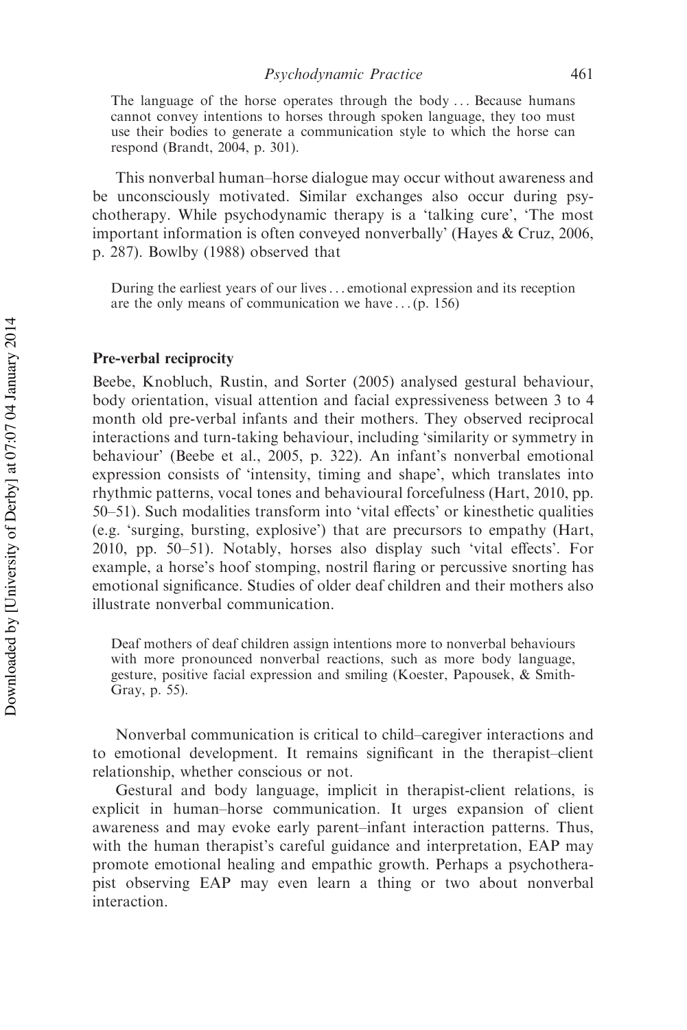> The language of the horse operates through the body ... Because humans cannot convey intentions to horses through spoken language, they too must use their bodies to generate a communication style to which the horse can respond (Brandt, 2004, p. 301).

This nonverbal human–horse dialogue may occur without awareness and be unconsciously motivated. Similar exchanges also occur during psychotherapy. While psychodynamic therapy is a 'talking cure', 'The most important information is often conveyed nonverbally' (Hayes & Cruz, 2006, p. 287). Bowlby (1988) observed that

> During the earliest years of our lives ... emotional expression and its reception are the only means of communication we have ... (p. 156)

### Pre-verbal reciprocity

Beebe, Knobluch, Rustin, and Sorter (2005) analysed gestural behaviour, body orientation, visual attention and facial expressiveness between 3 to 4 month old pre-verbal infants and their mothers. They observed reciprocal interactions and turn-taking behaviour, including 'similarity or symmetry in behaviour' (Beebe et al., 2005, p. 322). An infant's nonverbal emotional expression consists of 'intensity, timing and shape', which translates into rhythmic patterns, vocal tones and behavioural forcefulness (Hart, 2010, pp. 50–51). Such modalities transform into 'vital effects' or kinesthetic qualities (e.g. 'surging, bursting, explosive') that are precursors to empathy (Hart, 2010, pp. 50–51). Notably, horses also display such 'vital effects'. For example, a horse's hoof stomping, nostril flaring or percussive snorting has emotional significance. Studies of older deaf children and their mothers also illustrate nonverbal communication.

> Deaf mothers of deaf children assign intentions more to nonverbal behaviours with more pronounced nonverbal reactions, such as more body language, gesture, positive facial expression and smiling (Koester, Papousek, & Smith-Gray, p. 55).

Nonverbal communication is critical to child–caregiver interactions and to emotional development. It remains significant in the therapist–client relationship, whether conscious or not.

Gestural and body language, implicit in therapist-client relations, is explicit in human–horse communication. It urges expansion of client awareness and may evoke early parent–infant interaction patterns. Thus, with the human therapist's careful guidance and interpretation, EAP may promote emotional healing and empathic growth. Perhaps a psychotherapist observing EAP may even learn a thing or two about nonverbal interaction.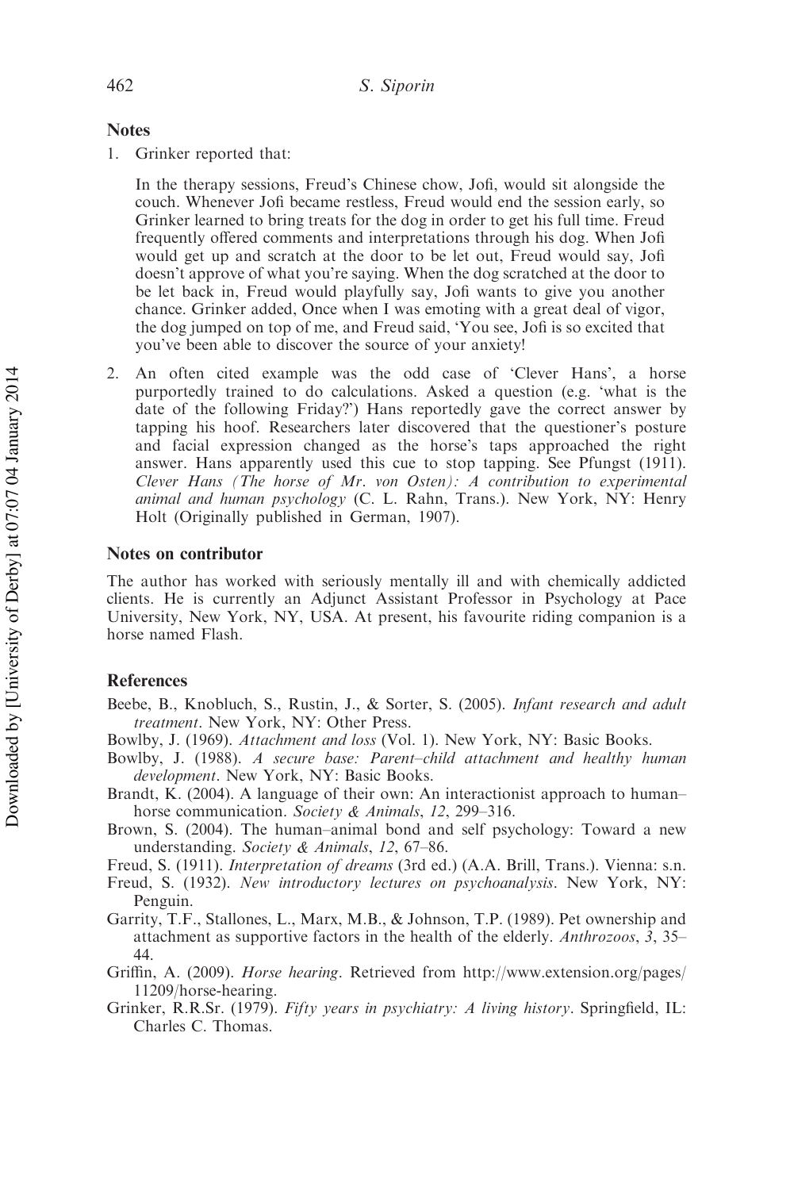## Notes

1. Grinker reported that:

   In the therapy sessions, Freud's Chinese chow, Jofi, would sit alongside the couch. Whenever Jofi became restless, Freud would end the session early, so Grinker learned to bring treats for the dog in order to get his full time. Freud frequently offered comments and interpretations through his dog. When Jofi would get up and scratch at the door to be let out, Freud would say, Jofi doesn't approve of what you're saying. When the dog scratched at the door to be let back in, Freud would playfully say, Jofi wants to give you another chance. Grinker added, Once when I was emoting with a great deal of vigor, the dog jumped on top of me, and Freud said, 'You see, Jofi is so excited that you've been able to discover the source of your anxiety!

2. An often cited example was the odd case of 'Clever Hans', a horse purportedly trained to do calculations. Asked a question (e.g. 'what is the date of the following Friday?') Hans reportedly gave the correct answer by tapping his hoof. Researchers later discovered that the questioner's posture and facial expression changed as the horse's taps approached the right answer. Hans apparently used this cue to stop tapping. See Pfungst (1911). *Clever Hans (The horse of Mr. von Osten): A contribution to experimental animal and human psychology* (C. L. Rahn, Trans.). New York, NY: Henry Holt (Originally published in German, 1907).

## Notes on contributor

The author has worked with seriously mentally ill and with chemically addicted clients. He is currently an Adjunct Assistant Professor in Psychology at Pace University, New York, NY, USA. At present, his favourite riding companion is a horse named Flash.

## References

Beebe, B., Knobluch, S., Rustin, J., & Sorter, S. (2005). *Infant research and adult treatment*. New York, NY: Other Press.

Bowlby, J. (1969). *Attachment and loss* (Vol. 1). New York, NY: Basic Books.

Bowlby, J. (1988). *A secure base: Parent–child attachment and healthy human development*. New York, NY: Basic Books.

Brandt, K. (2004). A language of their own: An interactionist approach to human–horse communication. *Society & Animals*, *12*, 299–316.

Brown, S. (2004). The human–animal bond and self psychology: Toward a new understanding. *Society & Animals*, *12*, 67–86.

Freud, S. (1911). *Interpretation of dreams* (3rd ed.) (A.A. Brill, Trans.). Vienna: s.n.

Freud, S. (1932). *New introductory lectures on psychoanalysis*. New York, NY: Penguin.

Garrity, T.F., Stallones, L., Marx, M.B., & Johnson, T.P. (1989). Pet ownership and attachment as supportive factors in the health of the elderly. *Anthrozoos*, *3*, 35–44.

Griffin, A. (2009). *Horse hearing*. Retrieved from http://www.extension.org/pages/11209/horse-hearing.

Grinker, R.R.Sr. (1979). *Fifty years in psychiatry: A living history*. Springfield, IL: Charles C. Thomas.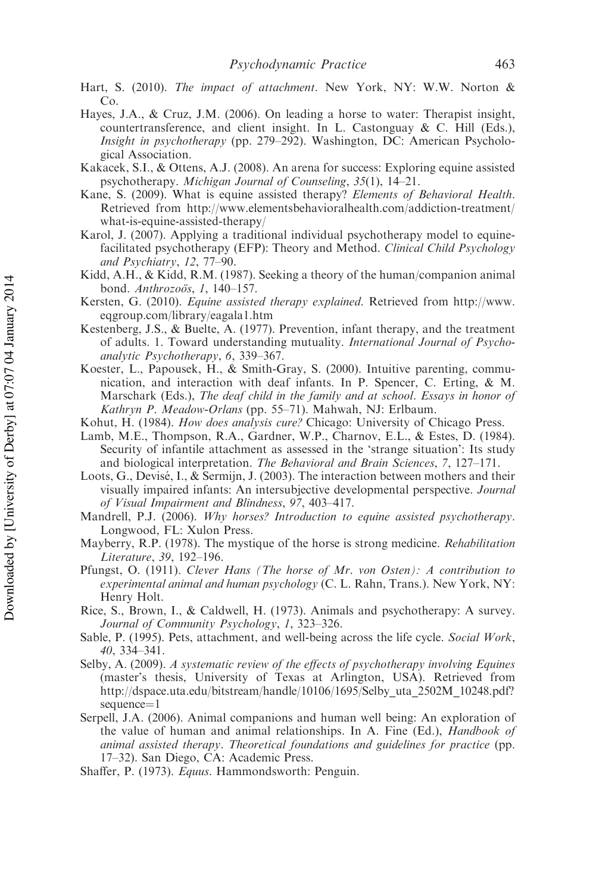Hart, S. (2010). *The impact of attachment*. New York, NY: W.W. Norton & Co.

Hayes, J.A., & Cruz, J.M. (2006). On leading a horse to water: Therapist insight, countertransference, and client insight. In L. Castonguay & C. Hill (Eds.), *Insight in psychotherapy* (pp. 279–292). Washington, DC: American Psychological Association.

Kakacek, S.I., & Ottens, A.J. (2008). An arena for success: Exploring equine assisted psychotherapy. *Michigan Journal of Counseling*, *35*(1), 14–21.

Kane, S. (2009). What is equine assisted therapy? *Elements of Behavioral Health*. Retrieved from http://www.elementsbehavioralhealth.com/addiction-treatment/what-is-equine-assisted-therapy/

Karol, J. (2007). Applying a traditional individual psychotherapy model to equine-facilitated psychotherapy (EFP): Theory and Method. *Clinical Child Psychology and Psychiatry*, *12*, 77–90.

Kidd, A.H., & Kidd, R.M. (1987). Seeking a theory of the human/companion animal bond. *Anthrozoös*, *1*, 140–157.

Kersten, G. (2010). *Equine assisted therapy explained*. Retrieved from http://www.eqgroup.com/library/eagala1.htm

Kestenberg, J.S., & Buelte, A. (1977). Prevention, infant therapy, and the treatment of adults. 1. Toward understanding mutuality. *International Journal of Psychoanalytic Psychotherapy*, *6*, 339–367.

Koester, L., Papousek, H., & Smith-Gray, S. (2000). Intuitive parenting, communication, and interaction with deaf infants. In P. Spencer, C. Erting, & M. Marschark (Eds.), *The deaf child in the family and at school. Essays in honor of Kathryn P. Meadow-Orlans* (pp. 55–71). Mahwah, NJ: Erlbaum.

Kohut, H. (1984). *How does analysis cure?* Chicago: University of Chicago Press.

Lamb, M.E., Thompson, R.A., Gardner, W.P., Charnov, E.L., & Estes, D. (1984). Security of infantile attachment as assessed in the 'strange situation': Its study and biological interpretation. *The Behavioral and Brain Sciences*, *7*, 127–171.

Loots, G., Devisé, I., & Sermijn, J. (2003). The interaction between mothers and their visually impaired infants: An intersubjective developmental perspective. *Journal of Visual Impairment and Blindness*, *97*, 403–417.

Mandrell, P.J. (2006). *Why horses? Introduction to equine assisted psychotherapy*. Longwood, FL: Xulon Press.

Mayberry, R.P. (1978). The mystique of the horse is strong medicine. *Rehabilitation Literature*, *39*, 192–196.

Pfungst, O. (1911). *Clever Hans (The horse of Mr. von Osten): A contribution to experimental animal and human psychology* (C. L. Rahn, Trans.). New York, NY: Henry Holt.

Rice, S., Brown, I., & Caldwell, H. (1973). Animals and psychotherapy: A survey. *Journal of Community Psychology*, *1*, 323–326.

Sable, P. (1995). Pets, attachment, and well-being across the life cycle. *Social Work*, *40*, 334–341.

Selby, A. (2009). *A systematic review of the effects of psychotherapy involving Equines* (master's thesis, University of Texas at Arlington, USA). Retrieved from http://dspace.uta.edu/bitstream/handle/10106/1695/Selby_uta_2502M_10248.pdf?sequence=1

Serpell, J.A. (2006). Animal companions and human well being: An exploration of the value of human and animal relationships. In A. Fine (Ed.), *Handbook of animal assisted therapy. Theoretical foundations and guidelines for practice* (pp. 17–32). San Diego, CA: Academic Press.

Shaffer, P. (1973). *Equus*. Hammondsworth: Penguin.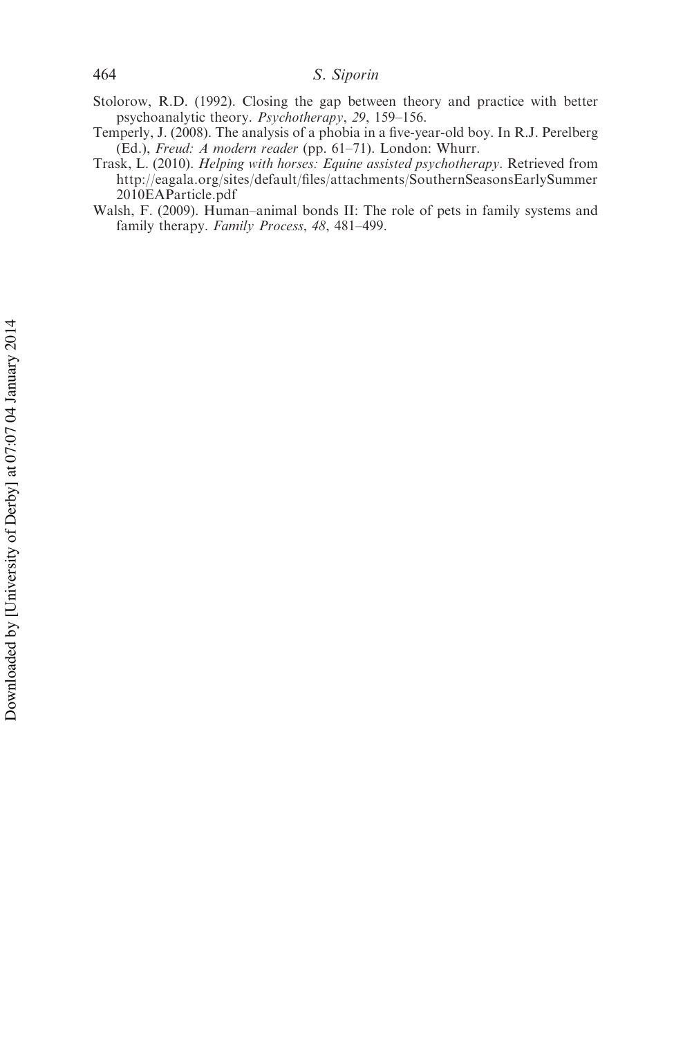Stolorow, R.D. (1992). Closing the gap between theory and practice with better psychoanalytic theory. *Psychotherapy*, *29*, 159–156.

Temperly, J. (2008). The analysis of a phobia in a five-year-old boy. In R.J. Perelberg (Ed.), *Freud: A modern reader* (pp. 61–71). London: Whurr.

Trask, L. (2010). *Helping with horses: Equine assisted psychotherapy*. Retrieved from http://eagala.org/sites/default/files/attachments/SouthernSeasonsEarlySummer2010EAParticle.pdf

Walsh, F. (2009). Human–animal bonds II: The role of pets in family systems and family therapy. *Family Process*, *48*, 481–499.